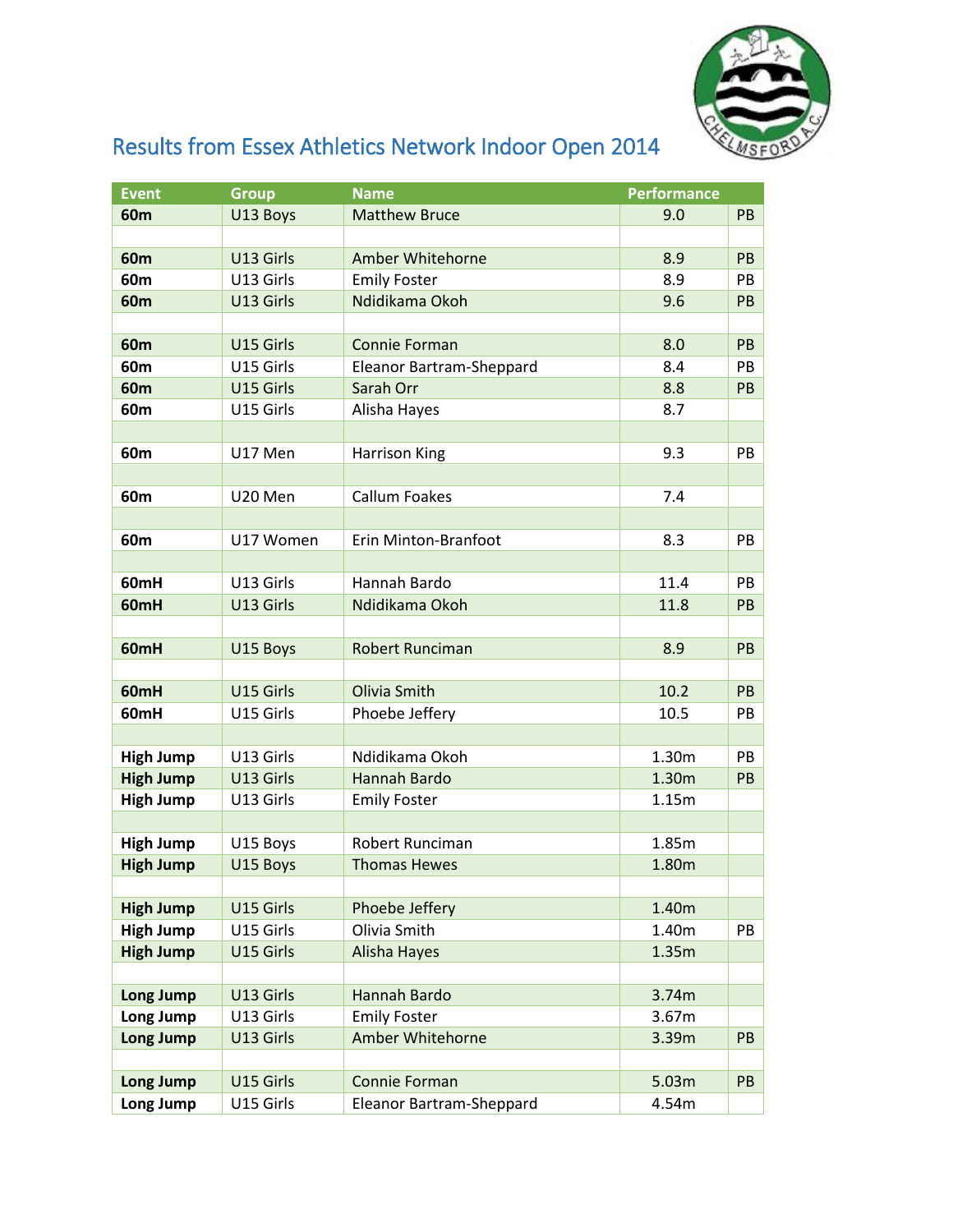# Results from Essex Athletics Network Indoor Open 2014

| Event | Group | Name | Performance | |
|---|---|---|---|---|
| **60m** | U13 Boys | Matthew Bruce | 9.0 | PB |
| | | | | |
| **60m** | U13 Girls | Amber Whitehorne | 8.9 | PB |
| **60m** | U13 Girls | Emily Foster | 8.9 | PB |
| **60m** | U13 Girls | Ndidikama Okoh | 9.6 | PB |
| | | | | |
| **60m** | U15 Girls | Connie Forman | 8.0 | PB |
| **60m** | U15 Girls | Eleanor Bartram-Sheppard | 8.4 | PB |
| **60m** | U15 Girls | Sarah Orr | 8.8 | PB |
| **60m** | U15 Girls | Alisha Hayes | 8.7 | |
| | | | | |
| **60m** | U17 Men | Harrison King | 9.3 | PB |
| | | | | |
| **60m** | U20 Men | Callum Foakes | 7.4 | |
| | | | | |
| **60m** | U17 Women | Erin Minton-Branfoot | 8.3 | PB |
| | | | | |
| **60mH** | U13 Girls | Hannah Bardo | 11.4 | PB |
| **60mH** | U13 Girls | Ndidikama Okoh | 11.8 | PB |
| | | | | |
| **60mH** | U15 Boys | Robert Runciman | 8.9 | PB |
| | | | | |
| **60mH** | U15 Girls | Olivia Smith | 10.2 | PB |
| **60mH** | U15 Girls | Phoebe Jeffery | 10.5 | PB |
| | | | | |
| **High Jump** | U13 Girls | Ndidikama Okoh | 1.30m | PB |
| **High Jump** | U13 Girls | Hannah Bardo | 1.30m | PB |
| **High Jump** | U13 Girls | Emily Foster | 1.15m | |
| | | | | |
| **High Jump** | U15 Boys | Robert Runciman | 1.85m | |
| **High Jump** | U15 Boys | Thomas Hewes | 1.80m | |
| | | | | |
| **High Jump** | U15 Girls | Phoebe Jeffery | 1.40m | |
| **High Jump** | U15 Girls | Olivia Smith | 1.40m | PB |
| **High Jump** | U15 Girls | Alisha Hayes | 1.35m | |
| | | | | |
| **Long Jump** | U13 Girls | Hannah Bardo | 3.74m | |
| **Long Jump** | U13 Girls | Emily Foster | 3.67m | |
| **Long Jump** | U13 Girls | Amber Whitehorne | 3.39m | PB |
| | | | | |
| **Long Jump** | U15 Girls | Connie Forman | 5.03m | PB |
| **Long Jump** | U15 Girls | Eleanor Bartram-Sheppard | 4.54m | |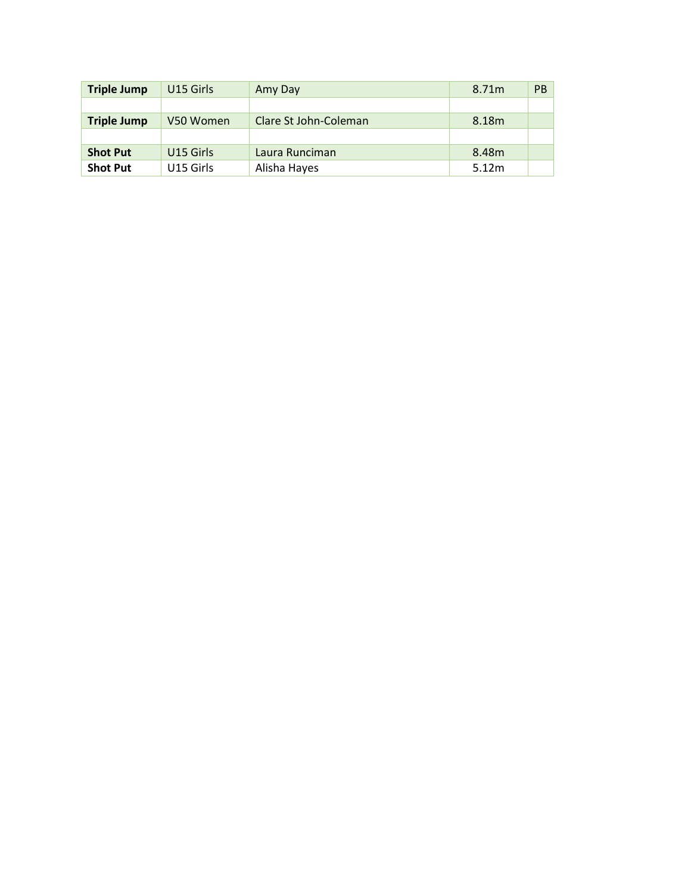| | | | | |
|---|---|---|---|---|
| **Triple Jump** | U15 Girls | Amy Day | 8.71m | PB |
| | | | | |
| **Triple Jump** | V50 Women | Clare St John-Coleman | 8.18m | |
| | | | | |
| **Shot Put** | U15 Girls | Laura Runciman | 8.48m | |
| **Shot Put** | U15 Girls | Alisha Hayes | 5.12m | |